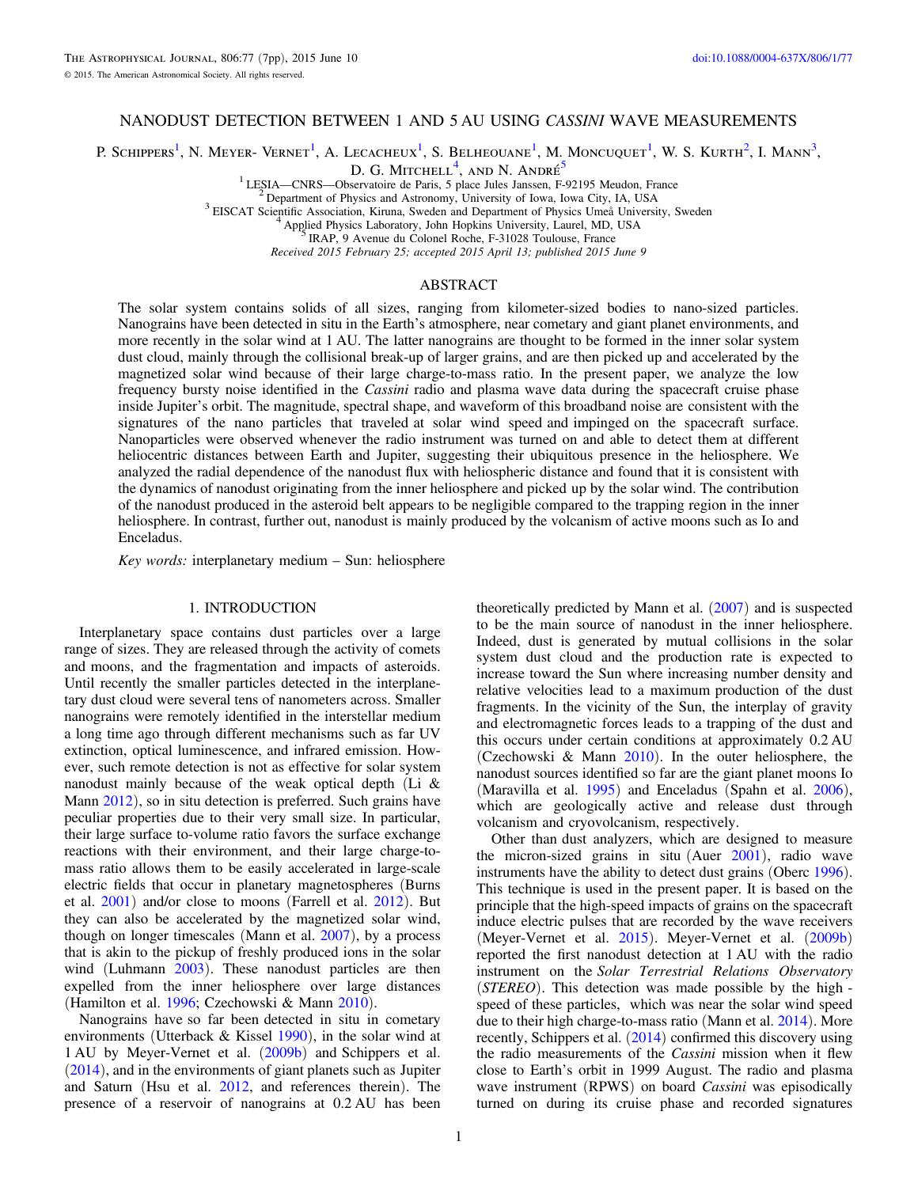# NANODUST DETECTION BETWEEN 1 AND 5 AU USING *CASSINI* WAVE MEASUREMENTS

P. Schippers[1], N. Meyer- Vernet[1], A. Lecacheux[1], S. Belheouane[1], M. Moncuquet[1], W. S. Kurth[2], I. Mann[3], D. G. Mitchell[4], and N. André[5]

[1] LESIA—CNRS—Observatoire de Paris, 5 place Jules Janssen, F-92195 Meudon, France
[2] Department of Physics and Astronomy, University of Iowa, Iowa City, IA, USA
[3] EISCAT Scientific Association, Kiruna, Sweden and Department of Physics Umeå University, Sweden
[4] Applied Physics Laboratory, John Hopkins University, Laurel, MD, USA
[5] IRAP, 9 Avenue du Colonel Roche, F-31028 Toulouse, France

*Received 2015 February 25; accepted 2015 April 13; published 2015 June 9*

## ABSTRACT

The solar system contains solids of all sizes, ranging from kilometer-sized bodies to nano-sized particles. Nanograins have been detected in situ in the Earth's atmosphere, near cometary and giant planet environments, and more recently in the solar wind at 1 AU. The latter nanograins are thought to be formed in the inner solar system dust cloud, mainly through the collisional break-up of larger grains, and are then picked up and accelerated by the magnetized solar wind because of their large charge-to-mass ratio. In the present paper, we analyze the low frequency bursty noise identified in the *Cassini* radio and plasma wave data during the spacecraft cruise phase inside Jupiter's orbit. The magnitude, spectral shape, and waveform of this broadband noise are consistent with the signatures of the nano particles that traveled at solar wind speed and impinged on the spacecraft surface. Nanoparticles were observed whenever the radio instrument was turned on and able to detect them at different heliocentric distances between Earth and Jupiter, suggesting their ubiquitous presence in the heliosphere. We analyzed the radial dependence of the nanodust flux with heliospheric distance and found that it is consistent with the dynamics of nanodust originating from the inner heliosphere and picked up by the solar wind. The contribution of the nanodust produced in the asteroid belt appears to be negligible compared to the trapping region in the inner heliosphere. In contrast, further out, nanodust is mainly produced by the volcanism of active moons such as Io and Enceladus.

*Key words:* interplanetary medium – Sun: heliosphere

## 1. INTRODUCTION

Interplanetary space contains dust particles over a large range of sizes. They are released through the activity of comets and moons, and the fragmentation and impacts of asteroids. Until recently the smaller particles detected in the interplanetary dust cloud were several tens of nanometers across. Smaller nanograins were remotely identified in the interstellar medium a long time ago through different mechanisms such as far UV extinction, optical luminescence, and infrared emission. However, such remote detection is not as effective for solar system nanodust mainly because of the weak optical depth (Li & Mann 2012), so in situ detection is preferred. Such grains have peculiar properties due to their very small size. In particular, their large surface to-volume ratio favors the surface exchange reactions with their environment, and their large charge-to-mass ratio allows them to be easily accelerated in large-scale electric fields that occur in planetary magnetospheres (Burns et al. 2001) and/or close to moons (Farrell et al. 2012). But they can also be accelerated by the magnetized solar wind, though on longer timescales (Mann et al. 2007), by a process that is akin to the pickup of freshly produced ions in the solar wind (Luhmann 2003). These nanodust particles are then expelled from the inner heliosphere over large distances (Hamilton et al. 1996; Czechowski & Mann 2010).

Nanograins have so far been detected in situ in cometary environments (Utterback & Kissel 1990), in the solar wind at 1 AU by Meyer-Vernet et al. (2009b) and Schippers et al. (2014), and in the environments of giant planets such as Jupiter and Saturn (Hsu et al. 2012, and references therein). The presence of a reservoir of nanograins at 0.2 AU has been theoretically predicted by Mann et al. (2007) and is suspected to be the main source of nanodust in the inner heliosphere. Indeed, dust is generated by mutual collisions in the solar system dust cloud and the production rate is expected to increase toward the Sun where increasing number density and relative velocities lead to a maximum production of the dust fragments. In the vicinity of the Sun, the interplay of gravity and electromagnetic forces leads to a trapping of the dust and this occurs under certain conditions at approximately 0.2 AU (Czechowski & Mann 2010). In the outer heliosphere, the nanodust sources identified so far are the giant planet moons Io (Maravilla et al. 1995) and Enceladus (Spahn et al. 2006), which are geologically active and release dust through volcanism and cryovolcanism, respectively.

Other than dust analyzers, which are designed to measure the micron-sized grains in situ (Auer 2001), radio wave instruments have the ability to detect dust grains (Oberc 1996). This technique is used in the present paper. It is based on the principle that the high-speed impacts of grains on the spacecraft induce electric pulses that are recorded by the wave receivers (Meyer-Vernet et al. 2015). Meyer-Vernet et al. (2009b) reported the first nanodust detection at 1 AU with the radio instrument on the *Solar Terrestrial Relations Observatory* (*STEREO*). This detection was made possible by the high - speed of these particles, which was near the solar wind speed due to their high charge-to-mass ratio (Mann et al. 2014). More recently, Schippers et al. (2014) confirmed this discovery using the radio measurements of the *Cassini* mission when it flew close to Earth's orbit in 1999 August. The radio and plasma wave instrument (RPWS) on board *Cassini* was episodically turned on during its cruise phase and recorded signatures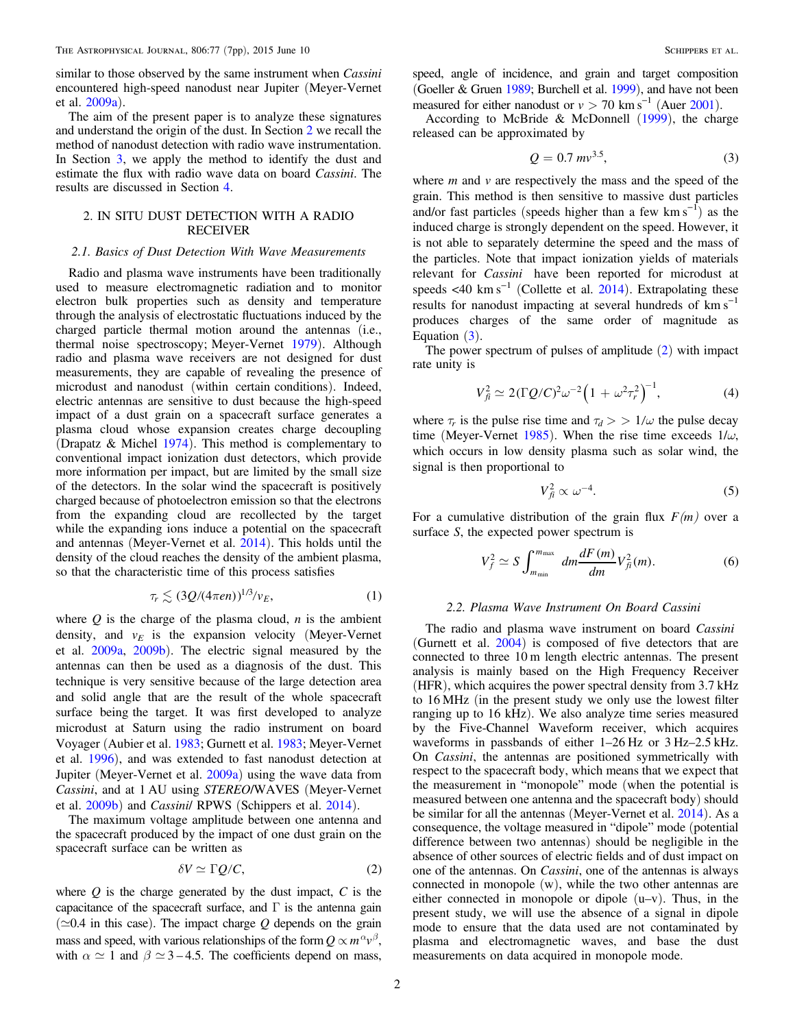similar to those observed by the same instrument when *Cassini* encountered high-speed nanodust near Jupiter (Meyer-Vernet et al. 2009a).

The aim of the present paper is to analyze these signatures and understand the origin of the dust. In Section 2 we recall the method of nanodust detection with radio wave instrumentation. In Section 3, we apply the method to identify the dust and estimate the flux with radio wave data on board *Cassini*. The results are discussed in Section 4.

## 2. IN SITU DUST DETECTION WITH A RADIO RECEIVER

### 2.1. Basics of Dust Detection With Wave Measurements

Radio and plasma wave instruments have been traditionally used to measure electromagnetic radiation and to monitor electron bulk properties such as density and temperature through the analysis of electrostatic fluctuations induced by the charged particle thermal motion around the antennas (i.e., thermal noise spectroscopy; Meyer-Vernet 1979). Although radio and plasma wave receivers are not designed for dust measurements, they are capable of revealing the presence of microdust and nanodust (within certain conditions). Indeed, electric antennas are sensitive to dust because the high-speed impact of a dust grain on a spacecraft surface generates a plasma cloud whose expansion creates charge decoupling (Drapatz & Michel 1974). This method is complementary to conventional impact ionization dust detectors, which provide more information per impact, but are limited by the small size of the detectors. In the solar wind the spacecraft is positively charged because of photoelectron emission so that the electrons from the expanding cloud are recollected by the target while the expanding ions induce a potential on the spacecraft and antennas (Meyer-Vernet et al. 2014). This holds until the density of the cloud reaches the density of the ambient plasma, so that the characteristic time of this process satisfies

$$\tau_r \lesssim (3Q/(4\pi en))^{1/3}/v_E, \tag{1}$$

where $Q$ is the charge of the plasma cloud, $n$ is the ambient density, and $v_E$ is the expansion velocity (Meyer-Vernet et al. 2009a, 2009b). The electric signal measured by the antennas can then be used as a diagnosis of the dust. This technique is very sensitive because of the large detection area and solid angle that are the result of the whole spacecraft surface being the target. It was first developed to analyze microdust at Saturn using the radio instrument on board Voyager (Aubier et al. 1983; Gurnett et al. 1983; Meyer-Vernet et al. 1996), and was extended to fast nanodust detection at Jupiter (Meyer-Vernet et al. 2009a) using the wave data from *Cassini*, and at 1 AU using *STEREO*/WAVES (Meyer-Vernet et al. 2009b) and *Cassini*/ RPWS (Schippers et al. 2014).

The maximum voltage amplitude between one antenna and the spacecraft produced by the impact of one dust grain on the spacecraft surface can be written as

$$\delta V \simeq \Gamma Q/C, \tag{2}$$

where $Q$ is the charge generated by the dust impact, $C$ is the capacitance of the spacecraft surface, and $\Gamma$ is the antenna gain ($\simeq$0.4 in this case). The impact charge $Q$ depends on the grain mass and speed, with various relationships of the form $Q \propto m^{\alpha} v^{\beta}$, with $\alpha \simeq 1$ and $\beta \simeq 3-4.5$. The coefficients depend on mass, speed, angle of incidence, and grain and target composition (Goeller & Gruen 1989; Burchell et al. 1999), and have not been measured for either nanodust or $v > 70$ km s$^{-1}$ (Auer 2001).

According to McBride & McDonnell (1999), the charge released can be approximated by

$$Q = 0.7\ mv^{3.5}, \tag{3}$$

where $m$ and $v$ are respectively the mass and the speed of the grain. This method is then sensitive to massive dust particles and/or fast particles (speeds higher than a few km s$^{-1}$) as the induced charge is strongly dependent on the speed. However, it is not able to separately determine the speed and the mass of the particles. Note that impact ionization yields of materials relevant for *Cassini* have been reported for microdust at speeds <40 km s$^{-1}$ (Collette et al. 2014). Extrapolating these results for nanodust impacting at several hundreds of km s$^{-1}$ produces charges of the same order of magnitude as Equation (3).

The power spectrum of pulses of amplitude (2) with impact rate unity is

$$V_{fi}^2 \simeq 2(\Gamma Q/C)^2 \omega^{-2}\left(1 + \omega^2\tau_r^2\right)^{-1}, \tag{4}$$

where $\tau_r$ is the pulse rise time and $\tau_d >> 1/\omega$ the pulse decay time (Meyer-Vernet 1985). When the rise time exceeds $1/\omega$, which occurs in low density plasma such as solar wind, the signal is then proportional to

$$V_{fi}^2 \propto \omega^{-4}. \tag{5}$$

For a cumulative distribution of the grain flux $F(m)$ over a surface $S$, the expected power spectrum is

$$V_f^2 \simeq S\int_{m_{\min}}^{m_{\max}} dm \frac{dF(m)}{dm} V_{fi}^2(m). \tag{6}$$

### 2.2. Plasma Wave Instrument On Board Cassini

The radio and plasma wave instrument on board *Cassini* (Gurnett et al. 2004) is composed of five detectors that are connected to three 10 m length electric antennas. The present analysis is mainly based on the High Frequency Receiver (HFR), which acquires the power spectral density from 3.7 kHz to 16 MHz (in the present study we only use the lowest filter ranging up to 16 kHz). We also analyze time series measured by the Five-Channel Waveform receiver, which acquires waveforms in passbands of either 1–26 Hz or 3 Hz–2.5 kHz. On *Cassini*, the antennas are positioned symmetrically with respect to the spacecraft body, which means that we expect that the measurement in "monopole" mode (when the potential is measured between one antenna and the spacecraft body) should be similar for all the antennas (Meyer-Vernet et al. 2014). As a consequence, the voltage measured in "dipole" mode (potential difference between two antennas) should be negligible in the absence of other sources of electric fields and of dust impact on one of the antennas. On *Cassini*, one of the antennas is always connected in monopole (w), while the two other antennas are either connected in monopole or dipole (u–v). Thus, in the present study, we will use the absence of a signal in dipole mode to ensure that the data used are not contaminated by plasma and electromagnetic waves, and base the dust measurements on data acquired in monopole mode.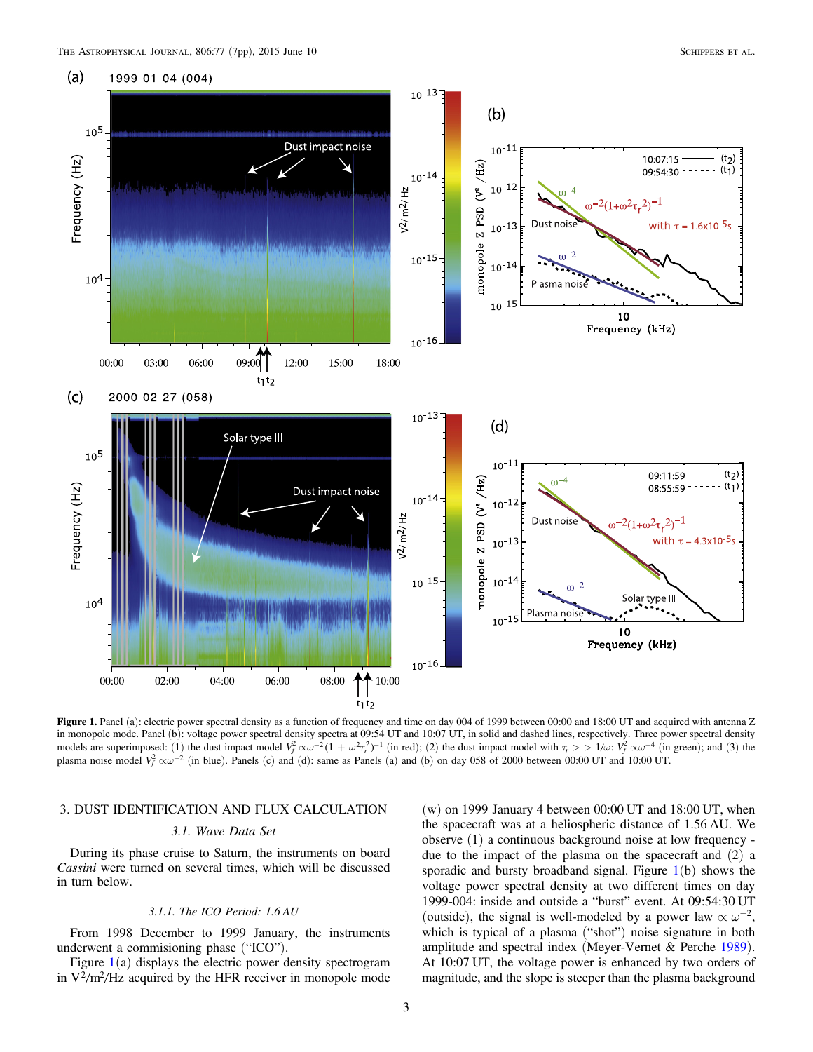**Figure 1.** Panel (a): electric power spectral density as a function of frequency and time on day 004 of 1999 between 00:00 and 18:00 UT and acquired with antenna Z in monopole mode. Panel (b): voltage power spectral density spectra at 09:54 UT and 10:07 UT, in solid and dashed lines, respectively. Three power spectral density models are superimposed: (1) the dust impact model $V_f^2 \propto \omega^{-2}(1 + \omega^2\tau_r^2)^{-1}$ (in red); (2) the dust impact model with $\tau_r >> 1/\omega$: $V_f^2 \propto \omega^{-4}$ (in green); and (3) the plasma noise model $V_f^2 \propto \omega^{-2}$ (in blue). Panels (c) and (d): same as Panels (a) and (b) on day 058 of 2000 between 00:00 UT and 10:00 UT.

## 3. DUST IDENTIFICATION AND FLUX CALCULATION

### 3.1. Wave Data Set

During its phase cruise to Saturn, the instruments on board *Cassini* were turned on several times, which will be discussed in turn below.

#### 3.1.1. The ICO Period: 1.6 AU

From 1998 December to 1999 January, the instruments underwent a commisioning phase ("ICO").

Figure 1(a) displays the electric power density spectrogram in V²/m²/Hz acquired by the HFR receiver in monopole mode (w) on 1999 January 4 between 00:00 UT and 18:00 UT, when the spacecraft was at a heliospheric distance of 1.56 AU. We observe (1) a continuous background noise at low frequency - due to the impact of the plasma on the spacecraft and (2) a sporadic and bursty broadband signal. Figure 1(b) shows the voltage power spectral density at two different times on day 1999-004: inside and outside a "burst" event. At 09:54:30 UT (outside), the signal is well-modeled by a power law $\propto \omega^{-2}$, which is typical of a plasma ("shot") noise signature in both amplitude and spectral index (Meyer-Vernet & Perche 1989). At 10:07 UT, the voltage power is enhanced by two orders of magnitude, and the slope is steeper than the plasma background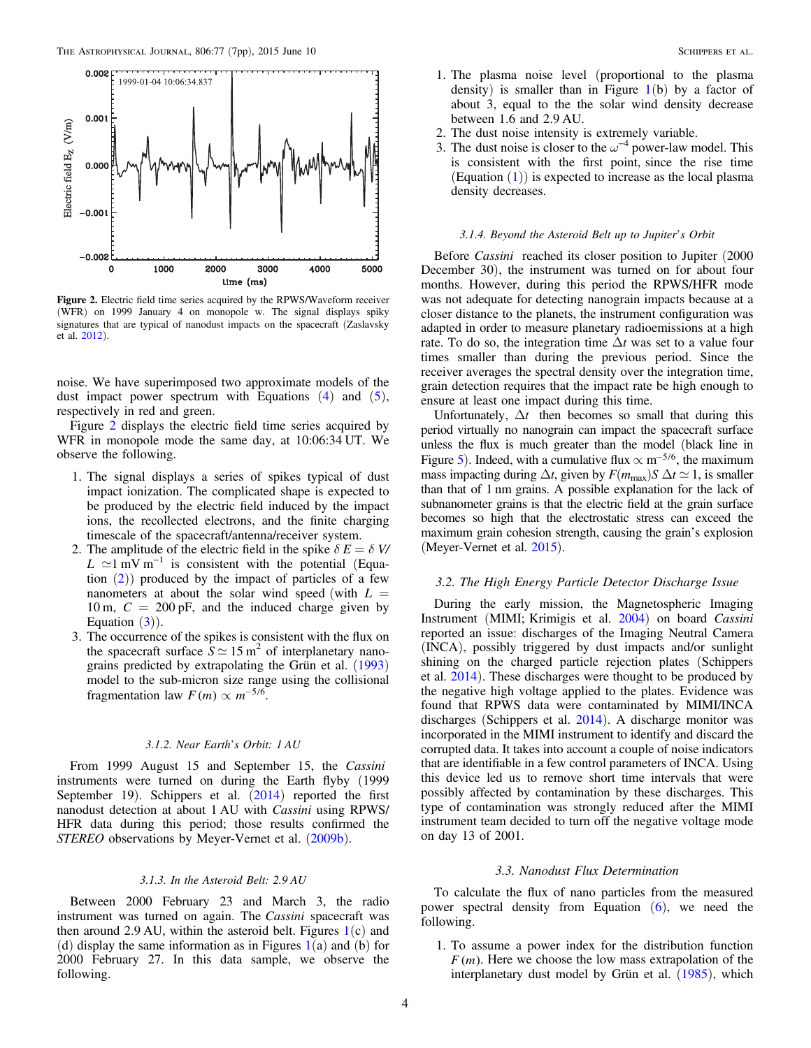Figure 2. Electric field time series acquired by the RPWS/Waveform receiver (WFR) on 1999 January 4 on monopole w. The signal displays spiky signatures that are typical of nanodust impacts on the spacecraft (Zaslavsky et al. 2012).

noise. We have superimposed two approximate models of the dust impact power spectrum with Equations (4) and (5), respectively in red and green.

Figure 2 displays the electric field time series acquired by WFR in monopole mode the same day, at 10:06:34 UT. We observe the following.

1. The signal displays a series of spikes typical of dust impact ionization. The complicated shape is expected to be produced by the electric field induced by the impact ions, the recollected electrons, and the finite charging timescale of the spacecraft/antenna/receiver system.
2. The amplitude of the electric field in the spike $\delta E = \delta V/L \simeq 1\ \mathrm{mV\ m^{-1}}$ is consistent with the potential (Equation (2)) produced by the impact of particles of a few nanometers at about the solar wind speed (with $L = 10$ m, $C = 200$ pF, and the induced charge given by Equation (3)).
3. The occurrence of the spikes is consistent with the flux on the spacecraft surface $S \simeq 15\ \mathrm{m^2}$ of interplanetary nanograins predicted by extrapolating the Grün et al. (1993) model to the sub-micron size range using the collisional fragmentation law $F(m) \propto m^{-5/6}$.

#### 3.1.2. Near Earth's Orbit: 1 AU

From 1999 August 15 and September 15, the *Cassini* instruments were turned on during the Earth flyby (1999 September 19). Schippers et al. (2014) reported the first nanodust detection at about 1 AU with *Cassini* using RPWS/HFR data during this period; those results confirmed the *STEREO* observations by Meyer-Vernet et al. (2009b).

#### 3.1.3. In the Asteroid Belt: 2.9 AU

Between 2000 February 23 and March 3, the radio instrument was turned on again. The *Cassini* spacecraft was then around 2.9 AU, within the asteroid belt. Figures 1(c) and (d) display the same information as in Figures 1(a) and (b) for 2000 February 27. In this data sample, we observe the following.

1. The plasma noise level (proportional to the plasma density) is smaller than in Figure 1(b) by a factor of about 3, equal to the the solar wind density decrease between 1.6 and 2.9 AU.
2. The dust noise intensity is extremely variable.
3. The dust noise is closer to the $\omega^{-4}$ power-law model. This is consistent with the first point, since the rise time (Equation (1)) is expected to increase as the local plasma density decreases.

#### 3.1.4. Beyond the Asteroid Belt up to Jupiter's Orbit

Before *Cassini* reached its closer position to Jupiter (2000 December 30), the instrument was turned on for about four months. However, during this period the RPWS/HFR mode was not adequate for detecting nanograin impacts because at a closer distance to the planets, the instrument configuration was adapted in order to measure planetary radioemissions at a high rate. To do so, the integration time $\Delta t$ was set to a value four times smaller than during the previous period. Since the receiver averages the spectral density over the integration time, grain detection requires that the impact rate be high enough to ensure at least one impact during this time.

Unfortunately, $\Delta t$ then becomes so small that during this period virtually no nanograin can impact the spacecraft surface unless the flux is much greater than the model (black line in Figure 5). Indeed, with a cumulative flux $\propto \mathrm{m}^{-5/6}$, the maximum mass impacting during $\Delta t$, given by $F(m_{\max})S\ \Delta t \simeq 1$, is smaller than that of 1 nm grains. A possible explanation for the lack of subnanometer grains is that the electric field at the grain surface becomes so high that the electrostatic stress can exceed the maximum grain cohesion strength, causing the grain's explosion (Meyer-Vernet et al. 2015).

### 3.2. The High Energy Particle Detector Discharge Issue

During the early mission, the Magnetospheric Imaging Instrument (MIMI; Krimigis et al. 2004) on board *Cassini* reported an issue: discharges of the Imaging Neutral Camera (INCA), possibly triggered by dust impacts and/or sunlight shining on the charged particle rejection plates (Schippers et al. 2014). These discharges were thought to be produced by the negative high voltage applied to the plates. Evidence was found that RPWS data were contaminated by MIMI/INCA discharges (Schippers et al. 2014). A discharge monitor was incorporated in the MIMI instrument to identify and discard the corrupted data. It takes into account a couple of noise indicators that are identifiable in a few control parameters of INCA. Using this device led us to remove short time intervals that were possibly affected by contamination by these discharges. This type of contamination was strongly reduced after the MIMI instrument team decided to turn off the negative voltage mode on day 13 of 2001.

### 3.3. Nanodust Flux Determination

To calculate the flux of nano particles from the measured power spectral density from Equation (6), we need the following.

1. To assume a power index for the distribution function $F(m)$. Here we choose the low mass extrapolation of the interplanetary dust model by Grün et al. (1985), which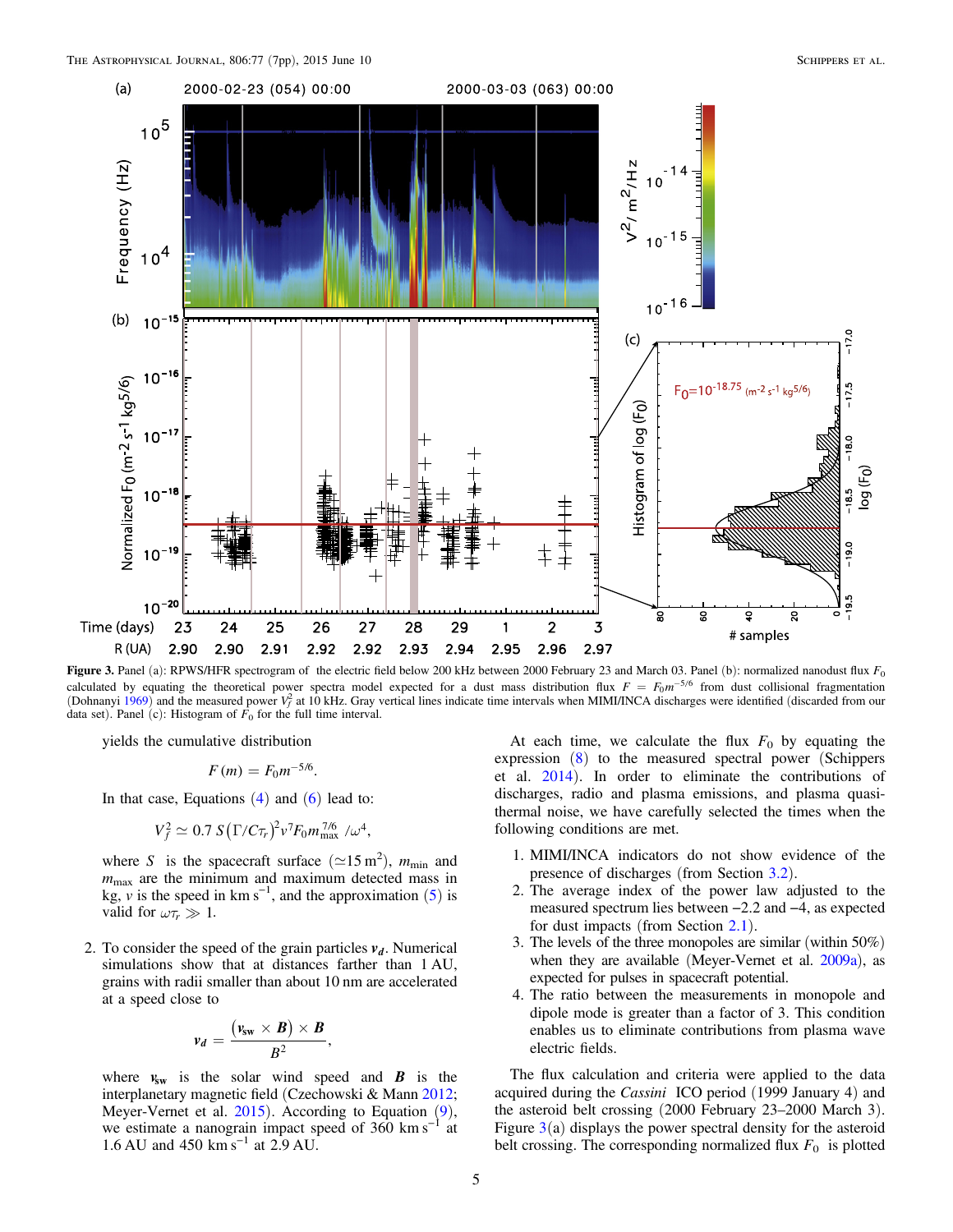Figure 3. Panel (a): RPWS/HFR spectrogram of the electric field below 200 kHz between 2000 February 23 and March 03. Panel (b): normalized nanodust flux $F_0$ calculated by equating the theoretical power spectra model expected for a dust mass distribution flux $F = F_0 m^{-5/6}$ from dust collisional fragmentation (Dohnanyi 1969) and the measured power $V_f^2$ at 10 kHz. Gray vertical lines indicate time intervals when MIMI/INCA discharges were identified (discarded from our data set). Panel (c): Histogram of $F_0$ for the full time interval.

yields the cumulative distribution

$$F(m) = F_0 m^{-5/6}.$$

In that case, Equations (4) and (6) lead to:

$$V_f^2 \simeq 0.7\, S\left(\Gamma/C\tau_r\right)^2 v^7 F_0 m_{\max}^{7/6} / \omega^4,$$

where $S$ is the spacecraft surface ($\simeq 15\,\mathrm{m}^2$), $m_{\min}$ and $m_{\max}$ are the minimum and maximum detected mass in kg, $v$ is the speed in km s$^{-1}$, and the approximation (5) is valid for $\omega\tau_r \gg 1$.

2. To consider the speed of the grain particles $\boldsymbol{v_d}$. Numerical simulations show that at distances farther than 1 AU, grains with radii smaller than about 10 nm are accelerated at a speed close to

$$\boldsymbol{v_d} = \frac{\left(\boldsymbol{v_{\mathrm{sw}}} \times \boldsymbol{B}\right) \times \boldsymbol{B}}{B^2},$$

where $\boldsymbol{v_{\mathrm{sw}}}$ is the solar wind speed and $\boldsymbol{B}$ is the interplanetary magnetic field (Czechowski & Mann 2012; Meyer-Vernet et al. 2015). According to Equation (9), we estimate a nanograin impact speed of 360 km s$^{-1}$ at 1.6 AU and 450 km s$^{-1}$ at 2.9 AU.

At each time, we calculate the flux $F_0$ by equating the expression (8) to the measured spectral power (Schippers et al. 2014). In order to eliminate the contributions of discharges, radio and plasma emissions, and plasma quasi-thermal noise, we have carefully selected the times when the following conditions are met.

1. MIMI/INCA indicators do not show evidence of the presence of discharges (from Section 3.2).
2. The average index of the power law adjusted to the measured spectrum lies between −2.2 and −4, as expected for dust impacts (from Section 2.1).
3. The levels of the three monopoles are similar (within 50%) when they are available (Meyer-Vernet et al. 2009a), as expected for pulses in spacecraft potential.
4. The ratio between the measurements in monopole and dipole mode is greater than a factor of 3. This condition enables us to eliminate contributions from plasma wave electric fields.

The flux calculation and criteria were applied to the data acquired during the *Cassini* ICO period (1999 January 4) and the asteroid belt crossing (2000 February 23–2000 March 3). Figure 3(a) displays the power spectral density for the asteroid belt crossing. The corresponding normalized flux $F_0$ is plotted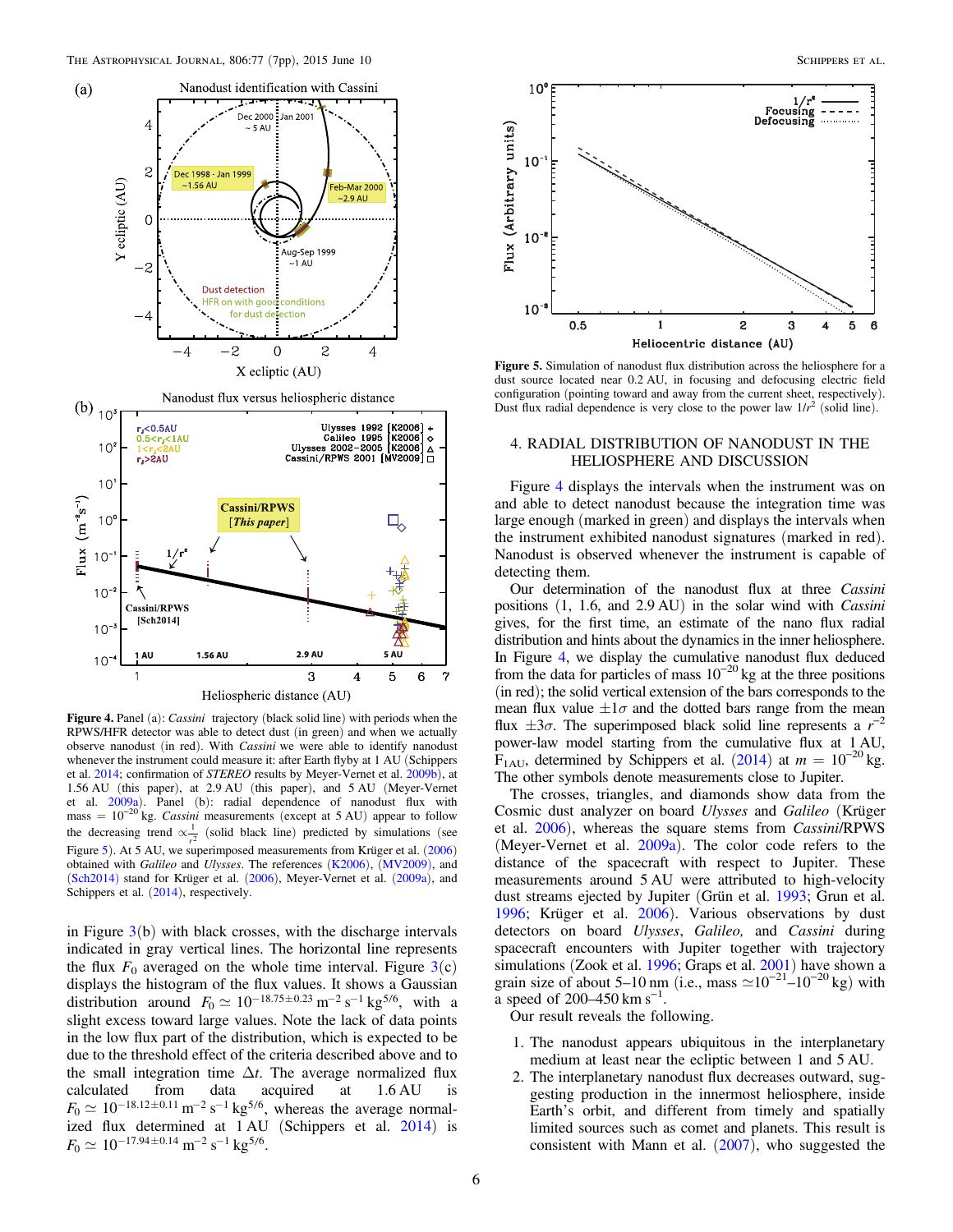**Figure 4.** Panel (a): *Cassini* trajectory (black solid line) with periods when the RPWS/HFR detector was able to detect dust (in green) and when we actually observe nanodust (in red). With *Cassini* we were able to identify nanodust whenever the instrument could measure it: after Earth flyby at 1 AU (Schippers et al. 2014; confirmation of *STEREO* results by Meyer-Vernet et al. 2009b), at 1.56 AU (this paper), at 2.9 AU (this paper), and 5 AU (Meyer-Vernet et al. 2009a). Panel (b): radial dependence of nanodust flux with mass = $10^{-20}$ kg. *Cassini* measurements (except at 5 AU) appear to follow the decreasing trend $\propto \frac{1}{r^2}$ (solid black line) predicted by simulations (see Figure 5). At 5 AU, we superimposed measurements from Krüger et al. (2006) obtained with *Galileo* and *Ulysses*. The references (K2006), (MV2009), and (Sch2014) stand for Krüger et al. (2006), Meyer-Vernet et al. (2009a), and Schippers et al. (2014), respectively.

in Figure 3(b) with black crosses, with the discharge intervals indicated in gray vertical lines. The horizontal line represents the flux $F_0$ averaged on the whole time interval. Figure 3(c) displays the histogram of the flux values. It shows a Gaussian distribution around $F_0 \simeq 10^{-18.75\pm0.23}$ m$^{-2}$ s$^{-1}$ kg$^{5/6}$, with a slight excess toward large values. Note the lack of data points in the low flux part of the distribution, which is expected to be due to the threshold effect of the criteria described above and to the small integration time $\Delta t$. The average normalized flux calculated from data acquired at 1.6 AU is $F_0 \simeq 10^{-18.12\pm0.11}$ m$^{-2}$ s$^{-1}$ kg$^{5/6}$, whereas the average normalized flux determined at 1 AU (Schippers et al. 2014) is $F_0 \simeq 10^{-17.94\pm0.14}$ m$^{-2}$ s$^{-1}$ kg$^{5/6}$.

**Figure 5.** Simulation of nanodust flux distribution across the heliosphere for a dust source located near 0.2 AU, in focusing and defocusing electric field configuration (pointing toward and away from the current sheet, respectively). Dust flux radial dependence is very close to the power law $1/r^2$ (solid line).

## 4. RADIAL DISTRIBUTION OF NANODUST IN THE HELIOSPHERE AND DISCUSSION

Figure 4 displays the intervals when the instrument was on and able to detect nanodust because the integration time was large enough (marked in green) and displays the intervals when the instrument exhibited nanodust signatures (marked in red). Nanodust is observed whenever the instrument is capable of detecting them.

Our determination of the nanodust flux at three *Cassini* positions (1, 1.6, and 2.9 AU) in the solar wind with *Cassini* gives, for the first time, an estimate of the nano flux radial distribution and hints about the dynamics in the inner heliosphere. In Figure 4, we display the cumulative nanodust flux deduced from the data for particles of mass $10^{-20}$ kg at the three positions (in red); the solid vertical extension of the bars corresponds to the mean flux value $\pm 1\sigma$ and the dotted bars range from the mean flux $\pm 3\sigma$. The superimposed black solid line represents a $r^{-2}$ power-law model starting from the cumulative flux at 1 AU, $F_{1\mathrm{AU}}$, determined by Schippers et al. (2014) at $m = 10^{-20}$ kg. The other symbols denote measurements close to Jupiter.

The crosses, triangles, and diamonds show data from the Cosmic dust analyzer on board *Ulysses* and *Galileo* (Krüger et al. 2006), whereas the square stems from *Cassini*/RPWS (Meyer-Vernet et al. 2009a). The color code refers to the distance of the spacecraft with respect to Jupiter. These measurements around 5 AU were attributed to high-velocity dust streams ejected by Jupiter (Grün et al. 1993; Grun et al. 1996; Krüger et al. 2006). Various observations by dust detectors on board *Ulysses*, *Galileo,* and *Cassini* during spacecraft encounters with Jupiter together with trajectory simulations (Zook et al. 1996; Graps et al. 2001) have shown a grain size of about 5–10 nm (i.e., mass $\simeq 10^{-21}$–$10^{-20}$ kg) with a speed of 200–450 km s$^{-1}$.

Our result reveals the following.

1. The nanodust appears ubiquitous in the interplanetary medium at least near the ecliptic between 1 and 5 AU.
2. The interplanetary nanodust flux decreases outward, suggesting production in the innermost heliosphere, inside Earth's orbit, and different from timely and spatially limited sources such as comet and planets. This result is consistent with Mann et al. (2007), who suggested the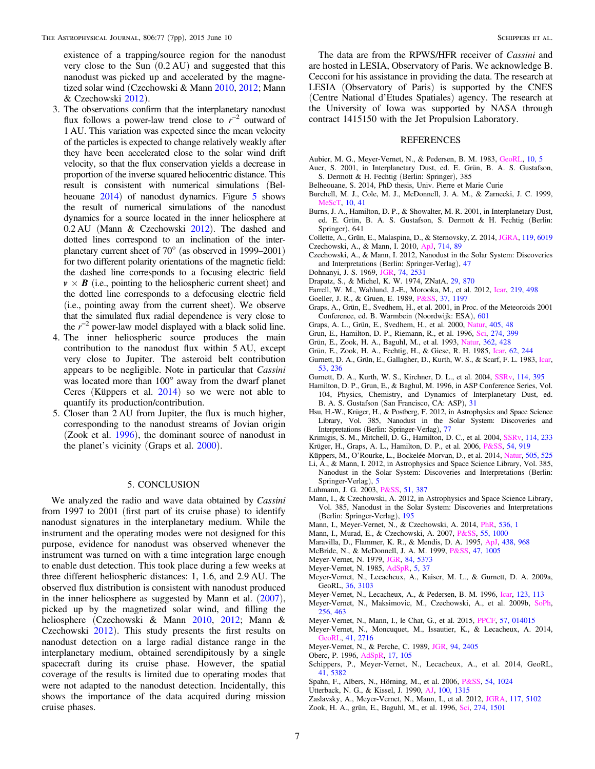existence of a trapping/source region for the nanodust very close to the Sun (0.2 AU) and suggested that this nanodust was picked up and accelerated by the magnetized solar wind (Czechowski & Mann 2010, 2012; Mann & Czechowski 2012).

3. The observations confirm that the interplanetary nanodust flux follows a power-law trend close to $r^{-2}$ outward of 1 AU. This variation was expected since the mean velocity of the particles is expected to change relatively weakly after they have been accelerated close to the solar wind drift velocity, so that the flux conservation yields a decrease in proportion of the inverse squared heliocentric distance. This result is consistent with numerical simulations (Belheouane 2014) of nanodust dynamics. Figure 5 shows the result of numerical simulations of the nanodust dynamics for a source located in the inner heliosphere at 0.2 AU (Mann & Czechowski 2012). The dashed and dotted lines correspond to an inclination of the interplanetary current sheet of 70° (as observed in 1999–2001) for two different polarity orientations of the magnetic field: the dashed line corresponds to a focusing electric field $\boldsymbol{v} \times \boldsymbol{B}$ (i.e., pointing to the heliospheric current sheet) and the dotted line corresponds to a defocusing electric field (i.e., pointing away from the current sheet). We observe that the simulated flux radial dependence is very close to the $r^{-2}$ power-law model displayed with a black solid line.
4. The inner heliospheric source produces the main contribution to the nanodust flux within 5 AU, except very close to Jupiter. The asteroid belt contribution appears to be negligible. Note in particular that *Cassini* was located more than 100° away from the dwarf planet Ceres (Küppers et al. 2014) so we were not able to quantify its production/contribution.
5. Closer than 2 AU from Jupiter, the flux is much higher, corresponding to the nanodust streams of Jovian origin (Zook et al. 1996), the dominant source of nanodust in the planet's vicinity (Graps et al. 2000).

## 5. CONCLUSION

We analyzed the radio and wave data obtained by *Cassini* from 1997 to 2001 (first part of its cruise phase) to identify nanodust signatures in the interplanetary medium. While the instrument and the operating modes were not designed for this purpose, evidence for nanodust was observed whenever the instrument was turned on with a time integration large enough to enable dust detection. This took place during a few weeks at three different heliospheric distances: 1, 1.6, and 2.9 AU. The observed flux distribution is consistent with nanodust produced in the inner heliosphere as suggested by Mann et al. (2007), picked up by the magnetized solar wind, and filling the heliosphere (Czechowski & Mann 2010, 2012; Mann & Czechowski 2012). This study presents the first results on nanodust detection on a large radial distance range in the interplanetary medium, obtained serendipitously by a single spacecraft during its cruise phase. However, the spatial coverage of the results is limited due to operating modes that were not adapted to the nanodust detection. Incidentally, this shows the importance of the data acquired during mission cruise phases.

The data are from the RPWS/HFR receiver of *Cassini* and are hosted in LESIA, Observatory of Paris. We acknowledge B. Cecconi for his assistance in providing the data. The research at LESIA (Observatory of Paris) is supported by the CNES (Centre National d'Études Spatiales) agency. The research at the University of Iowa was supported by NASA through contract 1415150 with the Jet Propulsion Laboratory.

## REFERENCES

Aubier, M. G., Meyer-Vernet, N., & Pedersen, B. M. 1983, GeoRL, 10, 5
Auer, S. 2001, in Interplanetary Dust, ed. E. Grün, B. A. S. Gustafson, S. Dermott & H. Fechtig (Berlin: Springer), 385
Belheouane, S. 2014, PhD thesis, Univ. Pierre et Marie Curie
Burchell, M. J., Cole, M. J., McDonnell, J. A. M., & Zarnecki, J. C. 1999, MeScT, 10, 41
Burns, J. A., Hamilton, D. P., & Showalter, M. R. 2001, in Interplanetary Dust, ed. E. Grün, B. A. S. Gustafson, S. Dermott & H. Fechtig (Berlin: Springer), 641
Collette, A., Grün, E., Malaspina, D., & Sternovsky, Z. 2014, JGRA, 119, 6019
Czechowski, A., & Mann, I. 2010, ApJ, 714, 89
Czechowski, A., & Mann, I. 2012, Nanodust in the Solar System: Discoveries and Interpretations (Berlin: Springer-Verlag), 47
Dohnanyi, J. S. 1969, JGR, 74, 2531
Drapatz, S., & Michel, K. W. 1974, ZNatA, 29, 870
Farrell, W. M., Wahlund, J.-E., Morooka, M., et al. 2012, Icar, 219, 498
Goeller, J. R., & Gruen, E. 1989, P&SS, 37, 1197
Graps, A., Grün, E., Svedhem, H., et al. 2001, in Proc. of the Meteoroids 2001 Conference, ed. B. Warmbein (Noordwijk: ESA), 601
Graps, A. L., Grün, E., Svedhem, H., et al. 2000, Natur, 405, 48
Grun, E., Hamilton, D. P., Riemann, R., et al. 1996, Sci, 274, 399
Grün, E., Zook, H. A., Baguhl, M., et al. 1993, Natur, 362, 428
Grün, E., Zook, H. A., Fechtig, H., & Giese, R. H. 1985, Icar, 62, 244
Gurnett, D. A., Grün, E., Gallagher, D., Kurth, W. S., & Scarf, F. L. 1983, Icar, 53, 236
Gurnett, D. A., Kurth, W. S., Kirchner, D. L., et al. 2004, SSRv, 114, 395
Hamilton, D. P., Grun, E., & Baghul, M. 1996, in ASP Conference Series, Vol. 104, Physics, Chemistry, and Dynamics of Interplanetary Dust, ed. B. A. S. Gustafson (San Francisco, CA: ASP), 31
Hsu, H.-W., Krüger, H., & Postberg, F. 2012, in Astrophysics and Space Science Library, Vol. 385, Nanodust in the Solar System: Discoveries and Interpretations (Berlin: Springer-Verlag), 77
Krimigis, S. M., Mitchell, D. G., Hamilton, D. C., et al. 2004, SSRv, 114, 233
Krüger, H., Graps, A. L., Hamilton, D. P., et al. 2006, P&SS, 54, 919
Küppers, M., O'Rourke, L., Bockelée-Morvan, D., et al. 2014, Natur, 505, 525
Li, A., & Mann, I. 2012, in Astrophysics and Space Science Library, Vol. 385, Nanodust in the Solar System: Discoveries and Interpretations (Berlin: Springer-Verlag), 5
Luhmann, J. G. 2003, P&SS, 51, 387
Mann, I., & Czechowski, A. 2012, in Astrophysics and Space Science Library, Vol. 385, Nanodust in the Solar System: Discoveries and Interpretations (Berlin: Springer-Verlag), 195
Mann, I., Meyer-Vernet, N., & Czechowski, A. 2014, PhR, 536, 1
Mann, I., Murad, E., & Czechowski, A. 2007, P&SS, 55, 1000
Maravilla, D., Flammer, K. R., & Mendis, D. A. 1995, ApJ, 438, 968
McBride, N., & McDonnell, J. A. M. 1999, P&SS, 47, 1005
Meyer-Vernet, N. 1979, JGR, 84, 5373
Meyer-Vernet, N. 1985, AdSpR, 5, 37
Meyer-Vernet, N., Lecacheux, A., Kaiser, M. L., & Gurnett, D. A. 2009a, GeoRL, 36, 3103
Meyer-Vernet, N., Lecacheux, A., & Pedersen, B. M. 1996, Icar, 123, 113
Meyer-Vernet, N., Maksimovic, M., Czechowski, A., et al. 2009b, SoPh, 256, 463
Meyer-Vernet, N., Mann, I., le Chat, G., et al. 2015, PPCF, 57, 014015
Meyer-Vernet, N., Moncuquet, M., Issautier, K., & Lecacheux, A. 2014, GeoRL, 41, 2716
Meyer-Vernet, N., & Perche, C. 1989, JGR, 94, 2405
Oberc, P. 1996, AdSpR, 17, 105
Schippers, P., Meyer-Vernet, N., Lecacheux, A., et al. 2014, GeoRL, 41, 5382
Spahn, F., Albers, N., Hörning, M., et al. 2006, P&SS, 54, 1024
Utterback, N. G., & Kissel, J. 1990, AJ, 100, 1315
Zaslavsky, A., Meyer-Vernet, N., Mann, I., et al. 2012, JGRA, 117, 5102
Zook, H. A., grün, E., Baguhl, M., et al. 1996, Sci, 274, 1501